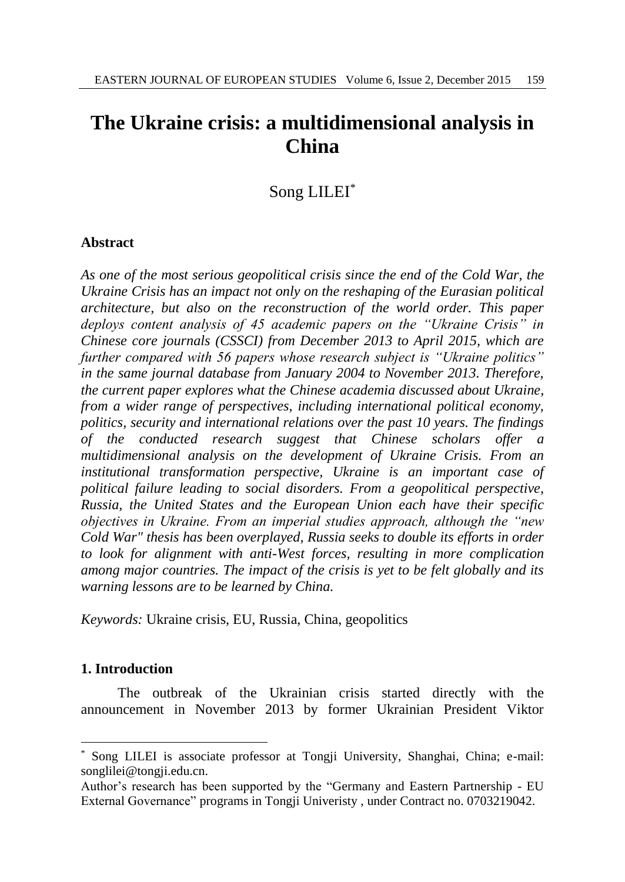# The Ukraine crisis: a multidimensional analysis in China

Song LILEI*

## Abstract

*As one of the most serious geopolitical crisis since the end of the Cold War, the Ukraine Crisis has an impact not only on the reshaping of the Eurasian political architecture, but also on the reconstruction of the world order. This paper deploys content analysis of 45 academic papers on the "Ukraine Crisis" in Chinese core journals (CSSCI) from December 2013 to April 2015, which are further compared with 56 papers whose research subject is "Ukraine politics" in the same journal database from January 2004 to November 2013. Therefore, the current paper explores what the Chinese academia discussed about Ukraine, from a wider range of perspectives, including international political economy, politics, security and international relations over the past 10 years. The findings of the conducted research suggest that Chinese scholars offer a multidimensional analysis on the development of Ukraine Crisis. From an institutional transformation perspective, Ukraine is an important case of political failure leading to social disorders. From a geopolitical perspective, Russia, the United States and the European Union each have their specific objectives in Ukraine. From an imperial studies approach, although the "new Cold War" thesis has been overplayed, Russia seeks to double its efforts in order to look for alignment with anti-West forces, resulting in more complication among major countries. The impact of the crisis is yet to be felt globally and its warning lessons are to be learned by China.*

*Keywords:* Ukraine crisis, EU, Russia, China, geopolitics

## 1. Introduction

The outbreak of the Ukrainian crisis started directly with the announcement in November 2013 by former Ukrainian President Viktor

---

* Song LILEI is associate professor at Tongji University, Shanghai, China; e-mail: songlilei@tongji.edu.cn.

Author's research has been supported by the "Germany and Eastern Partnership - EU External Governance" programs in Tongji Univeristy , under Contract no. 0703219042.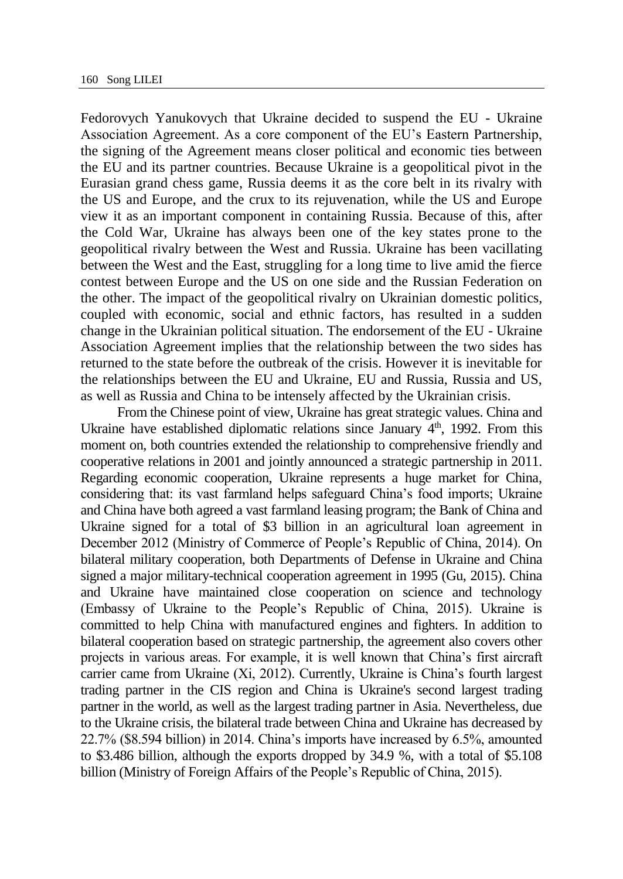Fedorovych Yanukovych that Ukraine decided to suspend the EU - Ukraine Association Agreement. As a core component of the EU's Eastern Partnership, the signing of the Agreement means closer political and economic ties between the EU and its partner countries. Because Ukraine is a geopolitical pivot in the Eurasian grand chess game, Russia deems it as the core belt in its rivalry with the US and Europe, and the crux to its rejuvenation, while the US and Europe view it as an important component in containing Russia. Because of this, after the Cold War, Ukraine has always been one of the key states prone to the geopolitical rivalry between the West and Russia. Ukraine has been vacillating between the West and the East, struggling for a long time to live amid the fierce contest between Europe and the US on one side and the Russian Federation on the other. The impact of the geopolitical rivalry on Ukrainian domestic politics, coupled with economic, social and ethnic factors, has resulted in a sudden change in the Ukrainian political situation. The endorsement of the EU - Ukraine Association Agreement implies that the relationship between the two sides has returned to the state before the outbreak of the crisis. However it is inevitable for the relationships between the EU and Ukraine, EU and Russia, Russia and US, as well as Russia and China to be intensely affected by the Ukrainian crisis.

From the Chinese point of view, Ukraine has great strategic values. China and Ukraine have established diplomatic relations since January 4th, 1992. From this moment on, both countries extended the relationship to comprehensive friendly and cooperative relations in 2001 and jointly announced a strategic partnership in 2011. Regarding economic cooperation, Ukraine represents a huge market for China, considering that: its vast farmland helps safeguard China's food imports; Ukraine and China have both agreed a vast farmland leasing program; the Bank of China and Ukraine signed for a total of $3 billion in an agricultural loan agreement in December 2012 (Ministry of Commerce of People's Republic of China, 2014). On bilateral military cooperation, both Departments of Defense in Ukraine and China signed a major military-technical cooperation agreement in 1995 (Gu, 2015). China and Ukraine have maintained close cooperation on science and technology (Embassy of Ukraine to the People's Republic of China, 2015). Ukraine is committed to help China with manufactured engines and fighters. In addition to bilateral cooperation based on strategic partnership, the agreement also covers other projects in various areas. For example, it is well known that China's first aircraft carrier came from Ukraine (Xi, 2012). Currently, Ukraine is China's fourth largest trading partner in the CIS region and China is Ukraine's second largest trading partner in the world, as well as the largest trading partner in Asia. Nevertheless, due to the Ukraine crisis, the bilateral trade between China and Ukraine has decreased by 22.7% ($8.594 billion) in 2014. China's imports have increased by 6.5%, amounted to $3.486 billion, although the exports dropped by 34.9 %, with a total of $5.108 billion (Ministry of Foreign Affairs of the People's Republic of China, 2015).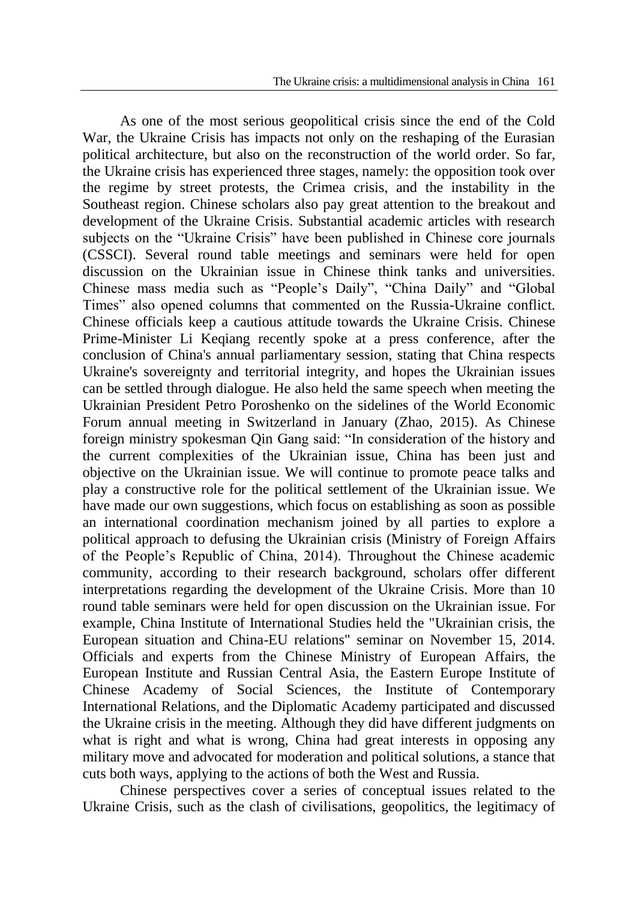As one of the most serious geopolitical crisis since the end of the Cold War, the Ukraine Crisis has impacts not only on the reshaping of the Eurasian political architecture, but also on the reconstruction of the world order. So far, the Ukraine crisis has experienced three stages, namely: the opposition took over the regime by street protests, the Crimea crisis, and the instability in the Southeast region. Chinese scholars also pay great attention to the breakout and development of the Ukraine Crisis. Substantial academic articles with research subjects on the "Ukraine Crisis" have been published in Chinese core journals (CSSCI). Several round table meetings and seminars were held for open discussion on the Ukrainian issue in Chinese think tanks and universities. Chinese mass media such as "People's Daily", "China Daily" and "Global Times" also opened columns that commented on the Russia-Ukraine conflict. Chinese officials keep a cautious attitude towards the Ukraine Crisis. Chinese Prime-Minister Li Keqiang recently spoke at a press conference, after the conclusion of China's annual parliamentary session, stating that China respects Ukraine's sovereignty and territorial integrity, and hopes the Ukrainian issues can be settled through dialogue. He also held the same speech when meeting the Ukrainian President Petro Poroshenko on the sidelines of the World Economic Forum annual meeting in Switzerland in January (Zhao, 2015). As Chinese foreign ministry spokesman Qin Gang said: "In consideration of the history and the current complexities of the Ukrainian issue, China has been just and objective on the Ukrainian issue. We will continue to promote peace talks and play a constructive role for the political settlement of the Ukrainian issue. We have made our own suggestions, which focus on establishing as soon as possible an international coordination mechanism joined by all parties to explore a political approach to defusing the Ukrainian crisis (Ministry of Foreign Affairs of the People's Republic of China, 2014). Throughout the Chinese academic community, according to their research background, scholars offer different interpretations regarding the development of the Ukraine Crisis. More than 10 round table seminars were held for open discussion on the Ukrainian issue. For example, China Institute of International Studies held the "Ukrainian crisis, the European situation and China-EU relations" seminar on November 15, 2014. Officials and experts from the Chinese Ministry of European Affairs, the European Institute and Russian Central Asia, the Eastern Europe Institute of Chinese Academy of Social Sciences, the Institute of Contemporary International Relations, and the Diplomatic Academy participated and discussed the Ukraine crisis in the meeting. Although they did have different judgments on what is right and what is wrong, China had great interests in opposing any military move and advocated for moderation and political solutions, a stance that cuts both ways, applying to the actions of both the West and Russia.

Chinese perspectives cover a series of conceptual issues related to the Ukraine Crisis, such as the clash of civilisations, geopolitics, the legitimacy of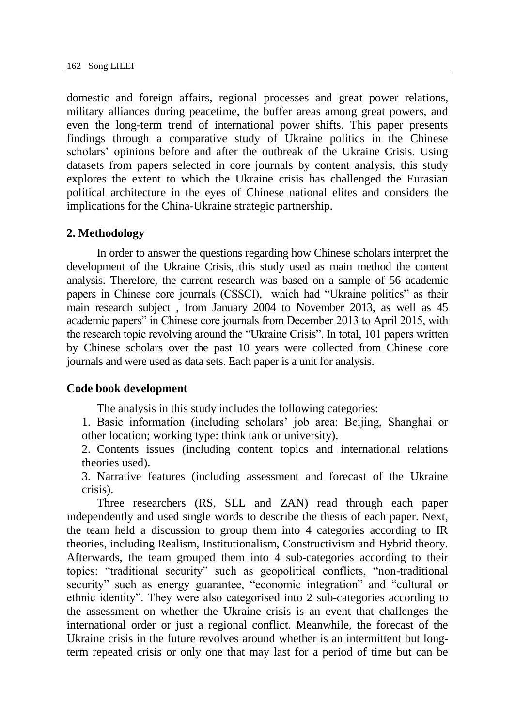domestic and foreign affairs, regional processes and great power relations, military alliances during peacetime, the buffer areas among great powers, and even the long-term trend of international power shifts. This paper presents findings through a comparative study of Ukraine politics in the Chinese scholars' opinions before and after the outbreak of the Ukraine Crisis. Using datasets from papers selected in core journals by content analysis, this study explores the extent to which the Ukraine crisis has challenged the Eurasian political architecture in the eyes of Chinese national elites and considers the implications for the China-Ukraine strategic partnership.

## 2. Methodology

In order to answer the questions regarding how Chinese scholars interpret the development of the Ukraine Crisis, this study used as main method the content analysis. Therefore, the current research was based on a sample of 56 academic papers in Chinese core journals (CSSCI), which had "Ukraine politics" as their main research subject , from January 2004 to November 2013, as well as 45 academic papers" in Chinese core journals from December 2013 to April 2015, with the research topic revolving around the "Ukraine Crisis". In total, 101 papers written by Chinese scholars over the past 10 years were collected from Chinese core journals and were used as data sets. Each paper is a unit for analysis.

### Code book development

The analysis in this study includes the following categories:

1. Basic information (including scholars' job area: Beijing, Shanghai or other location; working type: think tank or university).
2. Contents issues (including content topics and international relations theories used).
3. Narrative features (including assessment and forecast of the Ukraine crisis).

Three researchers (RS, SLL and ZAN) read through each paper independently and used single words to describe the thesis of each paper. Next, the team held a discussion to group them into 4 categories according to IR theories, including Realism, Institutionalism, Constructivism and Hybrid theory. Afterwards, the team grouped them into 4 sub-categories according to their topics: "traditional security" such as geopolitical conflicts, "non-traditional security" such as energy guarantee, "economic integration" and "cultural or ethnic identity". They were also categorised into 2 sub-categories according to the assessment on whether the Ukraine crisis is an event that challenges the international order or just a regional conflict. Meanwhile, the forecast of the Ukraine crisis in the future revolves around whether is an intermittent but long-term repeated crisis or only one that may last for a period of time but can be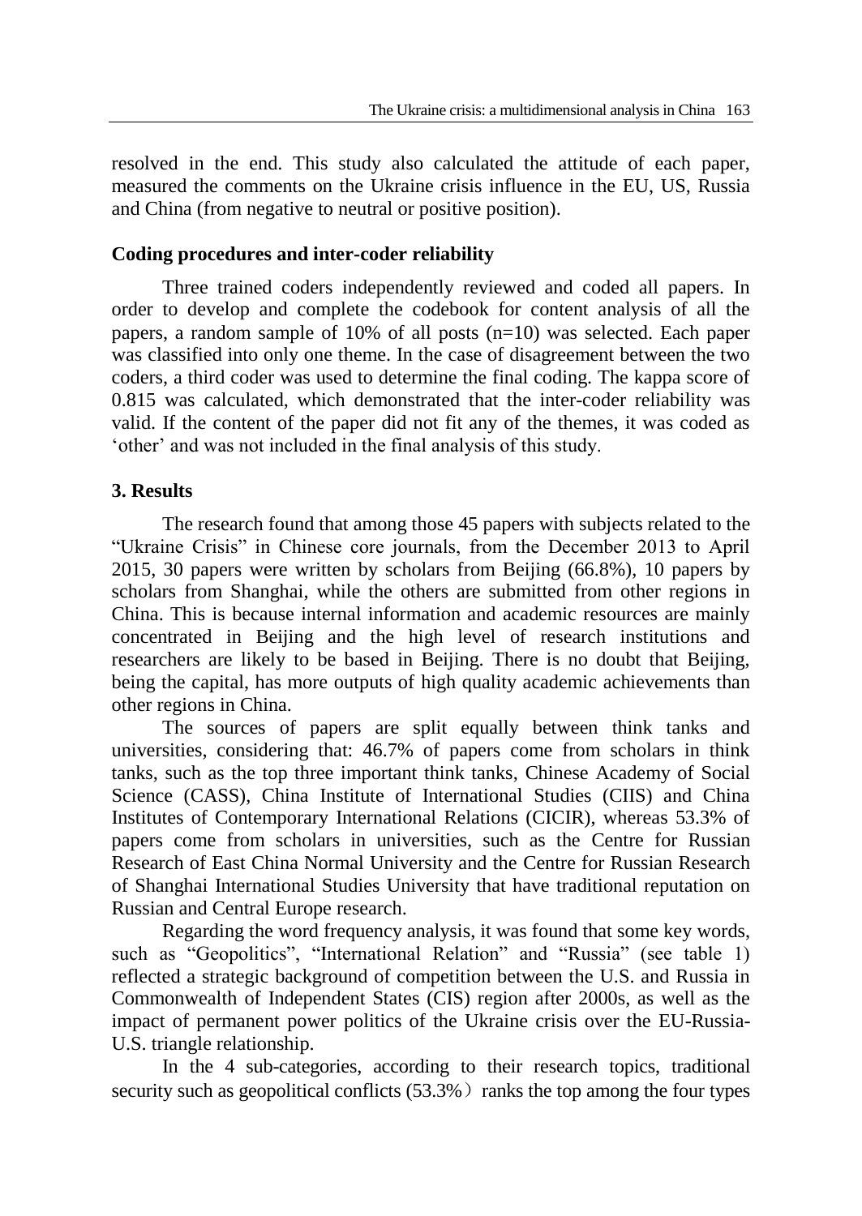resolved in the end. This study also calculated the attitude of each paper, measured the comments on the Ukraine crisis influence in the EU, US, Russia and China (from negative to neutral or positive position).

### Coding procedures and inter-coder reliability

Three trained coders independently reviewed and coded all papers. In order to develop and complete the codebook for content analysis of all the papers, a random sample of 10% of all posts (n=10) was selected. Each paper was classified into only one theme. In the case of disagreement between the two coders, a third coder was used to determine the final coding. The kappa score of 0.815 was calculated, which demonstrated that the inter-coder reliability was valid. If the content of the paper did not fit any of the themes, it was coded as 'other' and was not included in the final analysis of this study.

## 3. Results

The research found that among those 45 papers with subjects related to the "Ukraine Crisis" in Chinese core journals, from the December 2013 to April 2015, 30 papers were written by scholars from Beijing (66.8%), 10 papers by scholars from Shanghai, while the others are submitted from other regions in China. This is because internal information and academic resources are mainly concentrated in Beijing and the high level of research institutions and researchers are likely to be based in Beijing. There is no doubt that Beijing, being the capital, has more outputs of high quality academic achievements than other regions in China.

The sources of papers are split equally between think tanks and universities, considering that: 46.7% of papers come from scholars in think tanks, such as the top three important think tanks, Chinese Academy of Social Science (CASS), China Institute of International Studies (CIIS) and China Institutes of Contemporary International Relations (CICIR), whereas 53.3% of papers come from scholars in universities, such as the Centre for Russian Research of East China Normal University and the Centre for Russian Research of Shanghai International Studies University that have traditional reputation on Russian and Central Europe research.

Regarding the word frequency analysis, it was found that some key words, such as "Geopolitics", "International Relation" and "Russia" (see table 1) reflected a strategic background of competition between the U.S. and Russia in Commonwealth of Independent States (CIS) region after 2000s, as well as the impact of permanent power politics of the Ukraine crisis over the EU-Russia-U.S. triangle relationship.

In the 4 sub-categories, according to their research topics, traditional security such as geopolitical conflicts (53.3%）ranks the top among the four types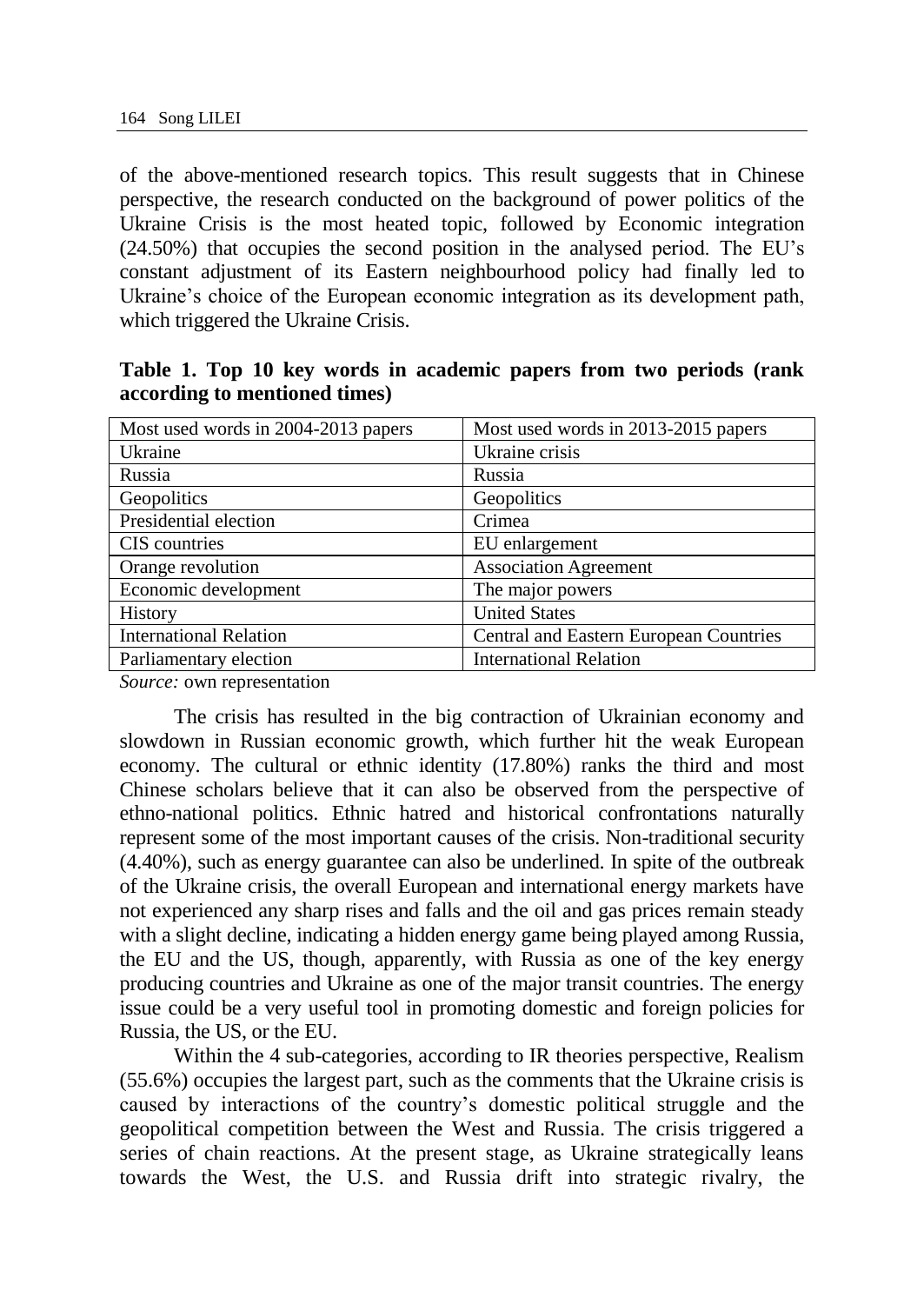of the above-mentioned research topics. This result suggests that in Chinese perspective, the research conducted on the background of power politics of the Ukraine Crisis is the most heated topic, followed by Economic integration (24.50%) that occupies the second position in the analysed period. The EU's constant adjustment of its Eastern neighbourhood policy had finally led to Ukraine's choice of the European economic integration as its development path, which triggered the Ukraine Crisis.

**Table 1. Top 10 key words in academic papers from two periods (rank according to mentioned times)**

| Most used words in 2004-2013 papers | Most used words in 2013-2015 papers |
|---|---|
| Ukraine | Ukraine crisis |
| Russia | Russia |
| Geopolitics | Geopolitics |
| Presidential election | Crimea |
| CIS countries | EU enlargement |
| Orange revolution | Association Agreement |
| Economic development | The major powers |
| History | United States |
| International Relation | Central and Eastern European Countries |
| Parliamentary election | International Relation |

*Source:* own representation

The crisis has resulted in the big contraction of Ukrainian economy and slowdown in Russian economic growth, which further hit the weak European economy. The cultural or ethnic identity (17.80%) ranks the third and most Chinese scholars believe that it can also be observed from the perspective of ethno-national politics. Ethnic hatred and historical confrontations naturally represent some of the most important causes of the crisis. Non-traditional security (4.40%), such as energy guarantee can also be underlined. In spite of the outbreak of the Ukraine crisis, the overall European and international energy markets have not experienced any sharp rises and falls and the oil and gas prices remain steady with a slight decline, indicating a hidden energy game being played among Russia, the EU and the US, though, apparently, with Russia as one of the key energy producing countries and Ukraine as one of the major transit countries. The energy issue could be a very useful tool in promoting domestic and foreign policies for Russia, the US, or the EU.

Within the 4 sub-categories, according to IR theories perspective, Realism (55.6%) occupies the largest part, such as the comments that the Ukraine crisis is caused by interactions of the country's domestic political struggle and the geopolitical competition between the West and Russia. The crisis triggered a series of chain reactions. At the present stage, as Ukraine strategically leans towards the West, the U.S. and Russia drift into strategic rivalry, the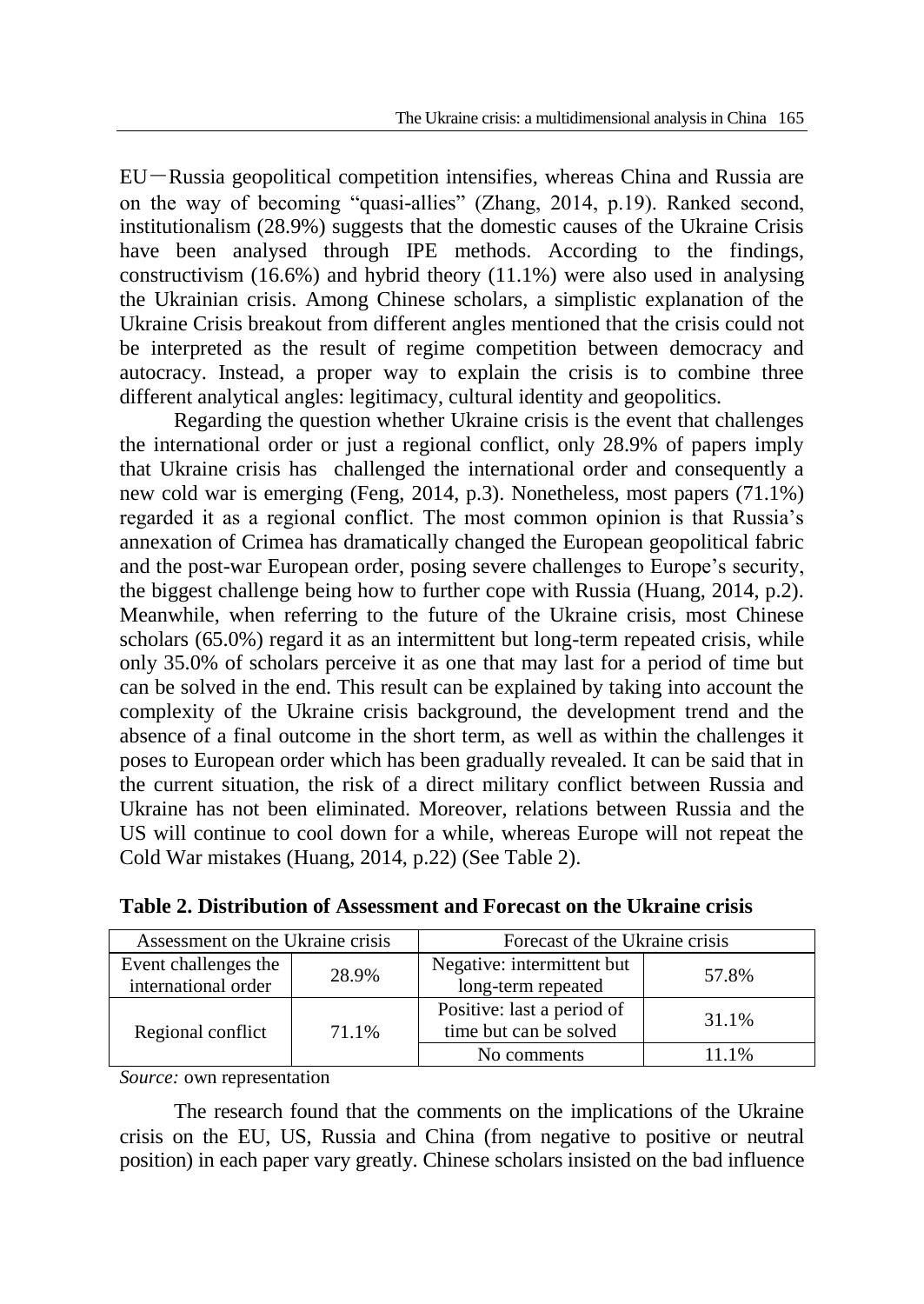EU－Russia geopolitical competition intensifies, whereas China and Russia are on the way of becoming "quasi-allies" (Zhang, 2014, p.19). Ranked second, institutionalism (28.9%) suggests that the domestic causes of the Ukraine Crisis have been analysed through IPE methods. According to the findings, constructivism (16.6%) and hybrid theory (11.1%) were also used in analysing the Ukrainian crisis. Among Chinese scholars, a simplistic explanation of the Ukraine Crisis breakout from different angles mentioned that the crisis could not be interpreted as the result of regime competition between democracy and autocracy. Instead, a proper way to explain the crisis is to combine three different analytical angles: legitimacy, cultural identity and geopolitics.

Regarding the question whether Ukraine crisis is the event that challenges the international order or just a regional conflict, only 28.9% of papers imply that Ukraine crisis has challenged the international order and consequently a new cold war is emerging (Feng, 2014, p.3). Nonetheless, most papers (71.1%) regarded it as a regional conflict. The most common opinion is that Russia's annexation of Crimea has dramatically changed the European geopolitical fabric and the post-war European order, posing severe challenges to Europe's security, the biggest challenge being how to further cope with Russia (Huang, 2014, p.2). Meanwhile, when referring to the future of the Ukraine crisis, most Chinese scholars (65.0%) regard it as an intermittent but long-term repeated crisis, while only 35.0% of scholars perceive it as one that may last for a period of time but can be solved in the end. This result can be explained by taking into account the complexity of the Ukraine crisis background, the development trend and the absence of a final outcome in the short term, as well as within the challenges it poses to European order which has been gradually revealed. It can be said that in the current situation, the risk of a direct military conflict between Russia and Ukraine has not been eliminated. Moreover, relations between Russia and the US will continue to cool down for a while, whereas Europe will not repeat the Cold War mistakes (Huang, 2014, p.22) (See Table 2).

**Table 2. Distribution of Assessment and Forecast on the Ukraine crisis**

| Assessment on the Ukraine crisis | | Forecast of the Ukraine crisis | |
|---|---|---|---|
| Event challenges the international order | 28.9% | Negative: intermittent but long-term repeated | 57.8% |
| Regional conflict | 71.1% | Positive: last a period of time but can be solved | 31.1% |
| | | No comments | 11.1% |

*Source:* own representation

The research found that the comments on the implications of the Ukraine crisis on the EU, US, Russia and China (from negative to positive or neutral position) in each paper vary greatly. Chinese scholars insisted on the bad influence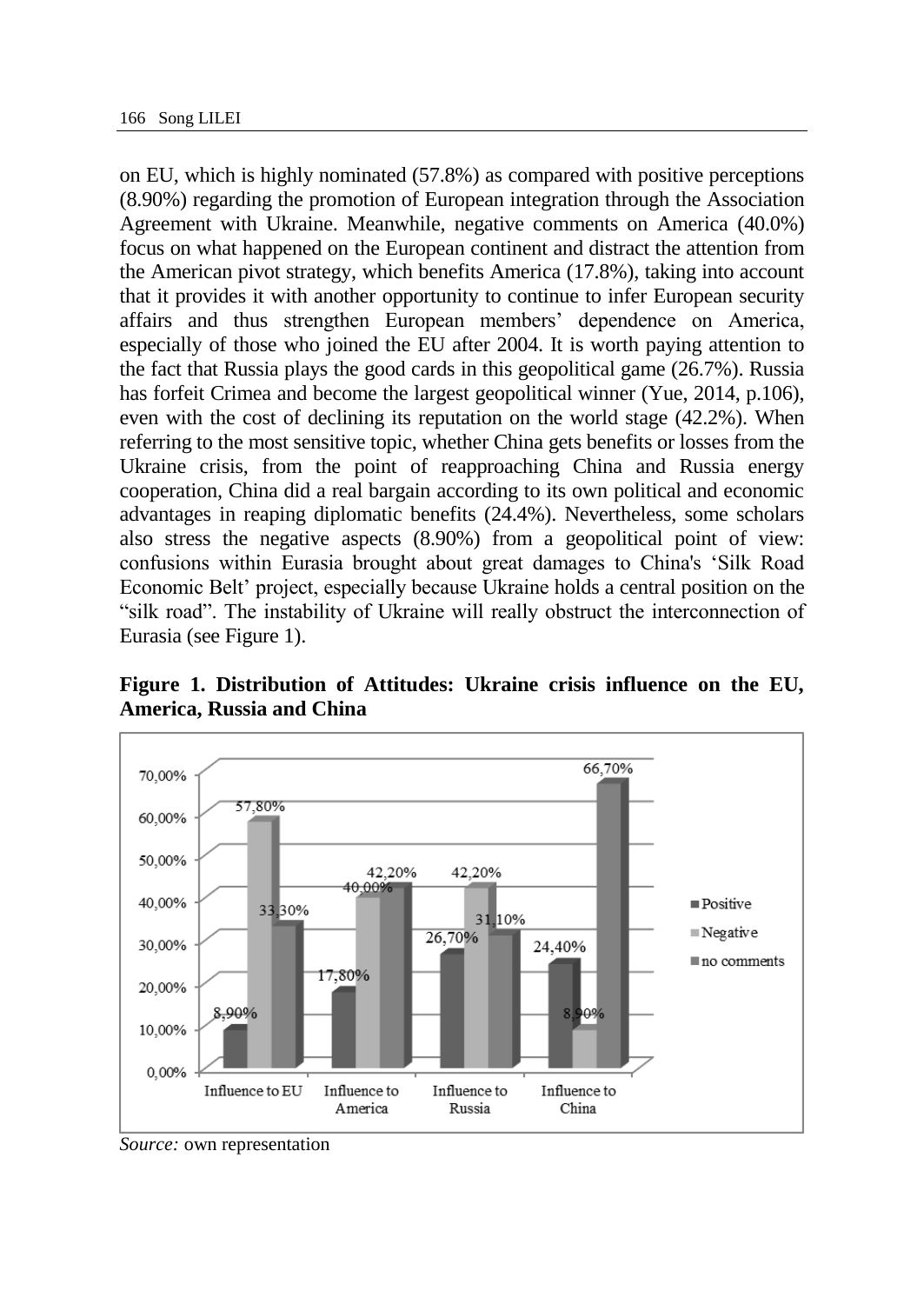on EU, which is highly nominated (57.8%) as compared with positive perceptions (8.90%) regarding the promotion of European integration through the Association Agreement with Ukraine. Meanwhile, negative comments on America (40.0%) focus on what happened on the European continent and distract the attention from the American pivot strategy, which benefits America (17.8%), taking into account that it provides it with another opportunity to continue to infer European security affairs and thus strengthen European members' dependence on America, especially of those who joined the EU after 2004. It is worth paying attention to the fact that Russia plays the good cards in this geopolitical game (26.7%). Russia has forfeit Crimea and become the largest geopolitical winner (Yue, 2014, p.106), even with the cost of declining its reputation on the world stage (42.2%). When referring to the most sensitive topic, whether China gets benefits or losses from the Ukraine crisis, from the point of reapproaching China and Russia energy cooperation, China did a real bargain according to its own political and economic advantages in reaping diplomatic benefits (24.4%). Nevertheless, some scholars also stress the negative aspects (8.90%) from a geopolitical point of view: confusions within Eurasia brought about great damages to China's 'Silk Road Economic Belt' project, especially because Ukraine holds a central position on the "silk road". The instability of Ukraine will really obstruct the interconnection of Eurasia (see Figure 1).

**Figure 1. Distribution of Attitudes: Ukraine crisis influence on the EU, America, Russia and China**

*Source:* own representation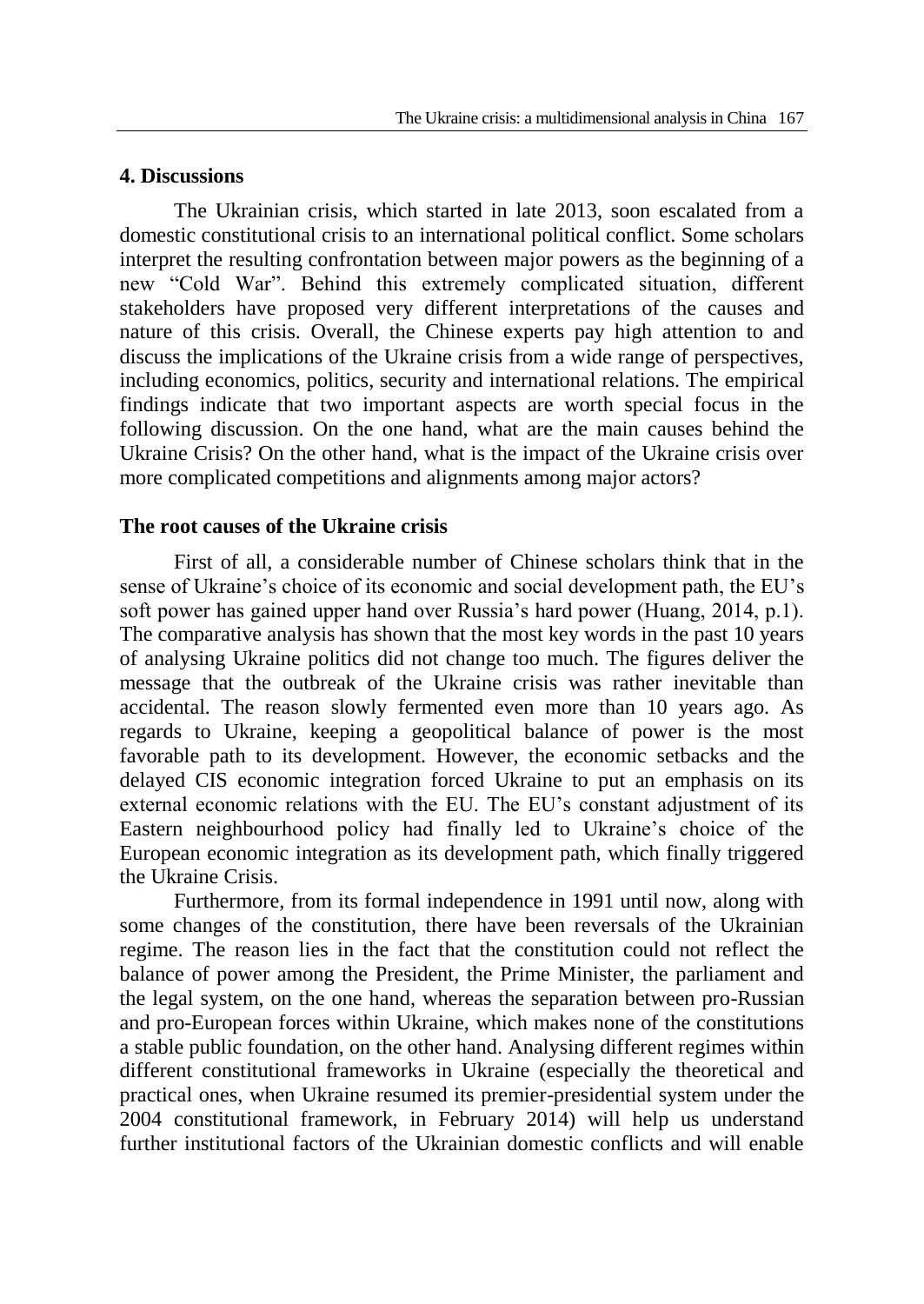## 4. Discussions

The Ukrainian crisis, which started in late 2013, soon escalated from a domestic constitutional crisis to an international political conflict. Some scholars interpret the resulting confrontation between major powers as the beginning of a new "Cold War". Behind this extremely complicated situation, different stakeholders have proposed very different interpretations of the causes and nature of this crisis. Overall, the Chinese experts pay high attention to and discuss the implications of the Ukraine crisis from a wide range of perspectives, including economics, politics, security and international relations. The empirical findings indicate that two important aspects are worth special focus in the following discussion. On the one hand, what are the main causes behind the Ukraine Crisis? On the other hand, what is the impact of the Ukraine crisis over more complicated competitions and alignments among major actors?

### The root causes of the Ukraine crisis

First of all, a considerable number of Chinese scholars think that in the sense of Ukraine's choice of its economic and social development path, the EU's soft power has gained upper hand over Russia's hard power (Huang, 2014, p.1). The comparative analysis has shown that the most key words in the past 10 years of analysing Ukraine politics did not change too much. The figures deliver the message that the outbreak of the Ukraine crisis was rather inevitable than accidental. The reason slowly fermented even more than 10 years ago. As regards to Ukraine, keeping a geopolitical balance of power is the most favorable path to its development. However, the economic setbacks and the delayed CIS economic integration forced Ukraine to put an emphasis on its external economic relations with the EU. The EU's constant adjustment of its Eastern neighbourhood policy had finally led to Ukraine's choice of the European economic integration as its development path, which finally triggered the Ukraine Crisis.

Furthermore, from its formal independence in 1991 until now, along with some changes of the constitution, there have been reversals of the Ukrainian regime. The reason lies in the fact that the constitution could not reflect the balance of power among the President, the Prime Minister, the parliament and the legal system, on the one hand, whereas the separation between pro-Russian and pro-European forces within Ukraine, which makes none of the constitutions a stable public foundation, on the other hand. Analysing different regimes within different constitutional frameworks in Ukraine (especially the theoretical and practical ones, when Ukraine resumed its premier-presidential system under the 2004 constitutional framework, in February 2014) will help us understand further institutional factors of the Ukrainian domestic conflicts and will enable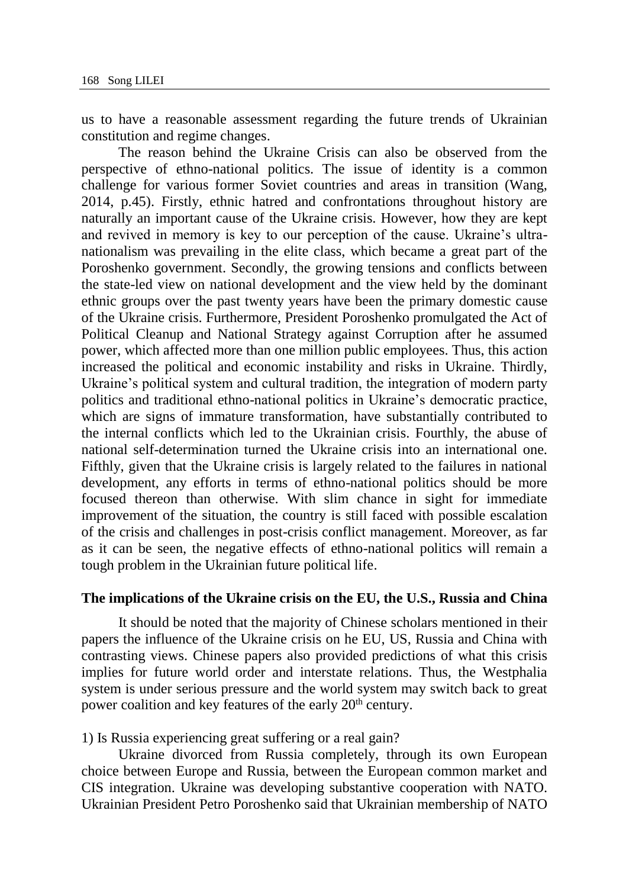us to have a reasonable assessment regarding the future trends of Ukrainian constitution and regime changes.

The reason behind the Ukraine Crisis can also be observed from the perspective of ethno-national politics. The issue of identity is a common challenge for various former Soviet countries and areas in transition (Wang, 2014, p.45). Firstly, ethnic hatred and confrontations throughout history are naturally an important cause of the Ukraine crisis. However, how they are kept and revived in memory is key to our perception of the cause. Ukraine's ultra-nationalism was prevailing in the elite class, which became a great part of the Poroshenko government. Secondly, the growing tensions and conflicts between the state-led view on national development and the view held by the dominant ethnic groups over the past twenty years have been the primary domestic cause of the Ukraine crisis. Furthermore, President Poroshenko promulgated the Act of Political Cleanup and National Strategy against Corruption after he assumed power, which affected more than one million public employees. Thus, this action increased the political and economic instability and risks in Ukraine. Thirdly, Ukraine's political system and cultural tradition, the integration of modern party politics and traditional ethno-national politics in Ukraine's democratic practice, which are signs of immature transformation, have substantially contributed to the internal conflicts which led to the Ukrainian crisis. Fourthly, the abuse of national self-determination turned the Ukraine crisis into an international one. Fifthly, given that the Ukraine crisis is largely related to the failures in national development, any efforts in terms of ethno-national politics should be more focused thereon than otherwise. With slim chance in sight for immediate improvement of the situation, the country is still faced with possible escalation of the crisis and challenges in post-crisis conflict management. Moreover, as far as it can be seen, the negative effects of ethno-national politics will remain a tough problem in the Ukrainian future political life.

## The implications of the Ukraine crisis on the EU, the U.S., Russia and China

It should be noted that the majority of Chinese scholars mentioned in their papers the influence of the Ukraine crisis on he EU, US, Russia and China with contrasting views. Chinese papers also provided predictions of what this crisis implies for future world order and interstate relations. Thus, the Westphalia system is under serious pressure and the world system may switch back to great power coalition and key features of the early 20th century.

1) Is Russia experiencing great suffering or a real gain?

Ukraine divorced from Russia completely, through its own European choice between Europe and Russia, between the European common market and CIS integration. Ukraine was developing substantive cooperation with NATO. Ukrainian President Petro Poroshenko said that Ukrainian membership of NATO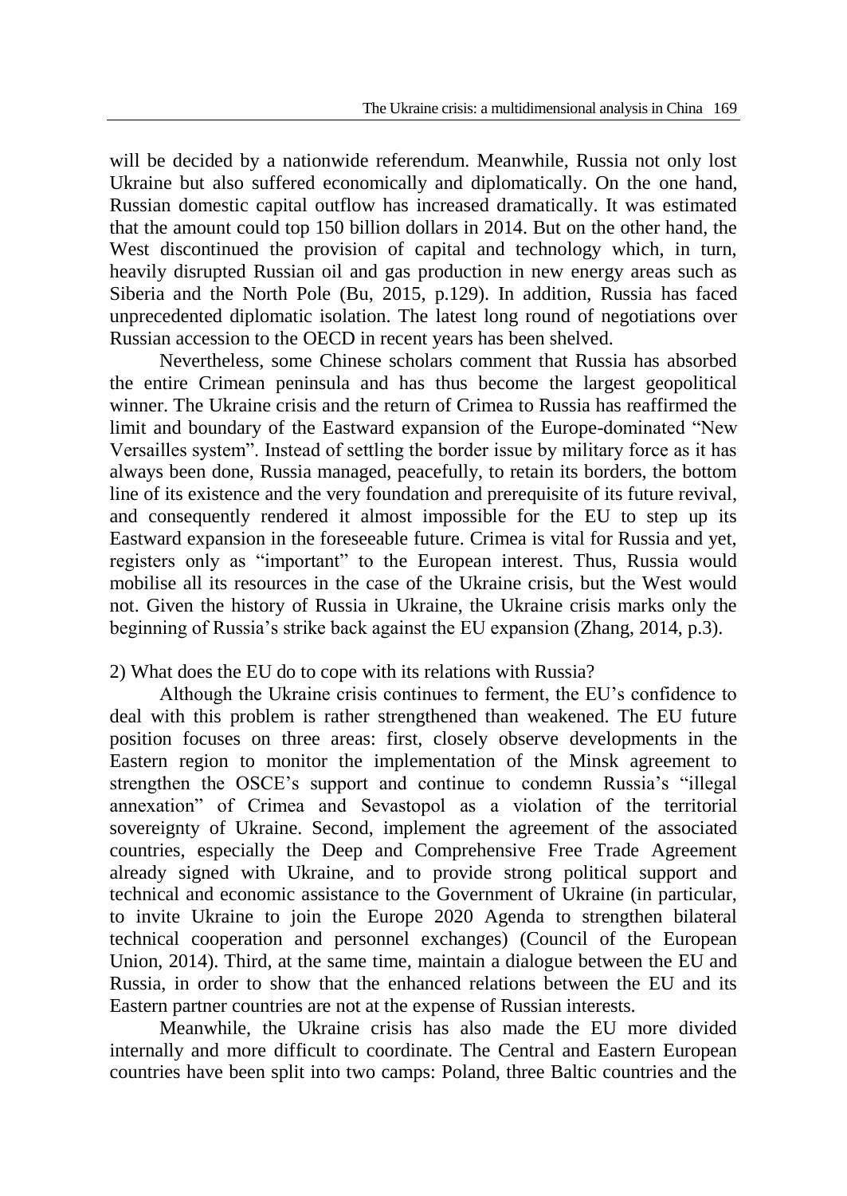will be decided by a nationwide referendum. Meanwhile, Russia not only lost Ukraine but also suffered economically and diplomatically. On the one hand, Russian domestic capital outflow has increased dramatically. It was estimated that the amount could top 150 billion dollars in 2014. But on the other hand, the West discontinued the provision of capital and technology which, in turn, heavily disrupted Russian oil and gas production in new energy areas such as Siberia and the North Pole (Bu, 2015, p.129). In addition, Russia has faced unprecedented diplomatic isolation. The latest long round of negotiations over Russian accession to the OECD in recent years has been shelved.

Nevertheless, some Chinese scholars comment that Russia has absorbed the entire Crimean peninsula and has thus become the largest geopolitical winner. The Ukraine crisis and the return of Crimea to Russia has reaffirmed the limit and boundary of the Eastward expansion of the Europe-dominated "New Versailles system". Instead of settling the border issue by military force as it has always been done, Russia managed, peacefully, to retain its borders, the bottom line of its existence and the very foundation and prerequisite of its future revival, and consequently rendered it almost impossible for the EU to step up its Eastward expansion in the foreseeable future. Crimea is vital for Russia and yet, registers only as "important" to the European interest. Thus, Russia would mobilise all its resources in the case of the Ukraine crisis, but the West would not. Given the history of Russia in Ukraine, the Ukraine crisis marks only the beginning of Russia's strike back against the EU expansion (Zhang, 2014, p.3).

2) What does the EU do to cope with its relations with Russia?

Although the Ukraine crisis continues to ferment, the EU's confidence to deal with this problem is rather strengthened than weakened. The EU future position focuses on three areas: first, closely observe developments in the Eastern region to monitor the implementation of the Minsk agreement to strengthen the OSCE's support and continue to condemn Russia's "illegal annexation" of Crimea and Sevastopol as a violation of the territorial sovereignty of Ukraine. Second, implement the agreement of the associated countries, especially the Deep and Comprehensive Free Trade Agreement already signed with Ukraine, and to provide strong political support and technical and economic assistance to the Government of Ukraine (in particular, to invite Ukraine to join the Europe 2020 Agenda to strengthen bilateral technical cooperation and personnel exchanges) (Council of the European Union, 2014). Third, at the same time, maintain a dialogue between the EU and Russia, in order to show that the enhanced relations between the EU and its Eastern partner countries are not at the expense of Russian interests.

Meanwhile, the Ukraine crisis has also made the EU more divided internally and more difficult to coordinate. The Central and Eastern European countries have been split into two camps: Poland, three Baltic countries and the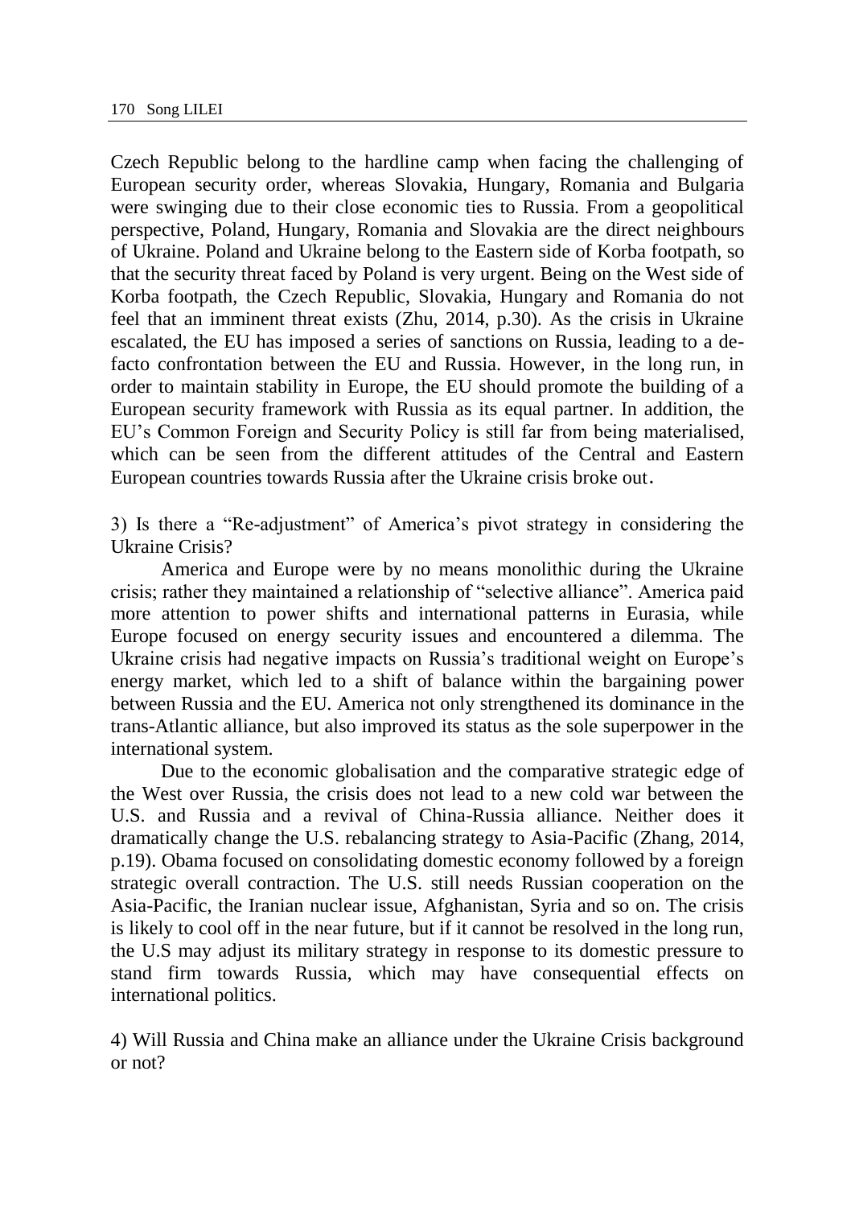Czech Republic belong to the hardline camp when facing the challenging of European security order, whereas Slovakia, Hungary, Romania and Bulgaria were swinging due to their close economic ties to Russia. From a geopolitical perspective, Poland, Hungary, Romania and Slovakia are the direct neighbours of Ukraine. Poland and Ukraine belong to the Eastern side of Korba footpath, so that the security threat faced by Poland is very urgent. Being on the West side of Korba footpath, the Czech Republic, Slovakia, Hungary and Romania do not feel that an imminent threat exists (Zhu, 2014, p.30). As the crisis in Ukraine escalated, the EU has imposed a series of sanctions on Russia, leading to a de-facto confrontation between the EU and Russia. However, in the long run, in order to maintain stability in Europe, the EU should promote the building of a European security framework with Russia as its equal partner. In addition, the EU's Common Foreign and Security Policy is still far from being materialised, which can be seen from the different attitudes of the Central and Eastern European countries towards Russia after the Ukraine crisis broke out.

3) Is there a "Re-adjustment" of America's pivot strategy in considering the Ukraine Crisis?

America and Europe were by no means monolithic during the Ukraine crisis; rather they maintained a relationship of "selective alliance". America paid more attention to power shifts and international patterns in Eurasia, while Europe focused on energy security issues and encountered a dilemma. The Ukraine crisis had negative impacts on Russia's traditional weight on Europe's energy market, which led to a shift of balance within the bargaining power between Russia and the EU. America not only strengthened its dominance in the trans-Atlantic alliance, but also improved its status as the sole superpower in the international system.

Due to the economic globalisation and the comparative strategic edge of the West over Russia, the crisis does not lead to a new cold war between the U.S. and Russia and a revival of China-Russia alliance. Neither does it dramatically change the U.S. rebalancing strategy to Asia-Pacific (Zhang, 2014, p.19). Obama focused on consolidating domestic economy followed by a foreign strategic overall contraction. The U.S. still needs Russian cooperation on the Asia-Pacific, the Iranian nuclear issue, Afghanistan, Syria and so on. The crisis is likely to cool off in the near future, but if it cannot be resolved in the long run, the U.S may adjust its military strategy in response to its domestic pressure to stand firm towards Russia, which may have consequential effects on international politics.

4) Will Russia and China make an alliance under the Ukraine Crisis background or not?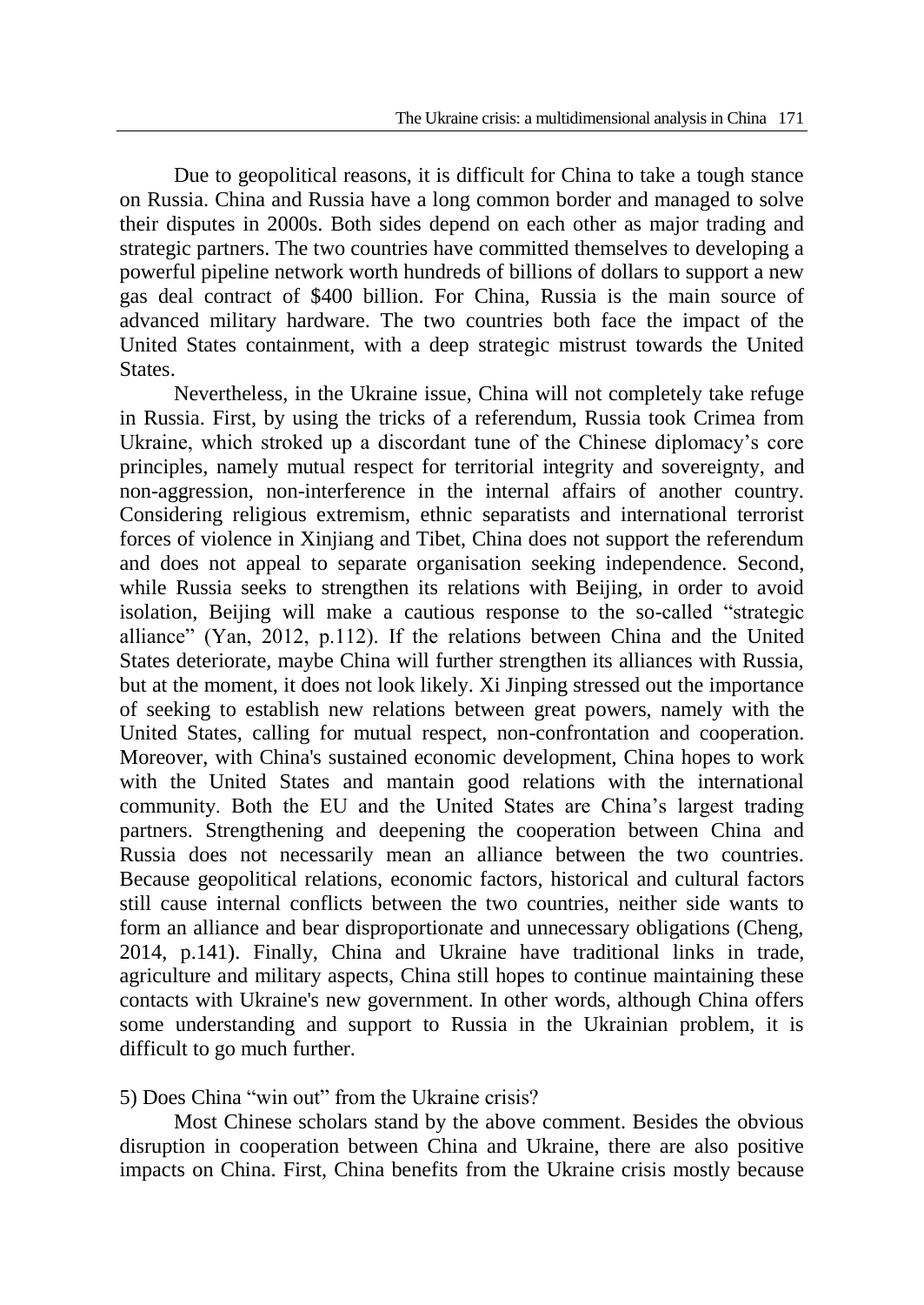Due to geopolitical reasons, it is difficult for China to take a tough stance on Russia. China and Russia have a long common border and managed to solve their disputes in 2000s. Both sides depend on each other as major trading and strategic partners. The two countries have committed themselves to developing a powerful pipeline network worth hundreds of billions of dollars to support a new gas deal contract of $400 billion. For China, Russia is the main source of advanced military hardware. The two countries both face the impact of the United States containment, with a deep strategic mistrust towards the United States.

Nevertheless, in the Ukraine issue, China will not completely take refuge in Russia. First, by using the tricks of a referendum, Russia took Crimea from Ukraine, which stroked up a discordant tune of the Chinese diplomacy's core principles, namely mutual respect for territorial integrity and sovereignty, and non-aggression, non-interference in the internal affairs of another country. Considering religious extremism, ethnic separatists and international terrorist forces of violence in Xinjiang and Tibet, China does not support the referendum and does not appeal to separate organisation seeking independence. Second, while Russia seeks to strengthen its relations with Beijing, in order to avoid isolation, Beijing will make a cautious response to the so-called "strategic alliance" (Yan, 2012, p.112). If the relations between China and the United States deteriorate, maybe China will further strengthen its alliances with Russia, but at the moment, it does not look likely. Xi Jinping stressed out the importance of seeking to establish new relations between great powers, namely with the United States, calling for mutual respect, non-confrontation and cooperation. Moreover, with China's sustained economic development, China hopes to work with the United States and mantain good relations with the international community. Both the EU and the United States are China's largest trading partners. Strengthening and deepening the cooperation between China and Russia does not necessarily mean an alliance between the two countries. Because geopolitical relations, economic factors, historical and cultural factors still cause internal conflicts between the two countries, neither side wants to form an alliance and bear disproportionate and unnecessary obligations (Cheng, 2014, p.141). Finally, China and Ukraine have traditional links in trade, agriculture and military aspects, China still hopes to continue maintaining these contacts with Ukraine's new government. In other words, although China offers some understanding and support to Russia in the Ukrainian problem, it is difficult to go much further.

5) Does China "win out" from the Ukraine crisis?

Most Chinese scholars stand by the above comment. Besides the obvious disruption in cooperation between China and Ukraine, there are also positive impacts on China. First, China benefits from the Ukraine crisis mostly because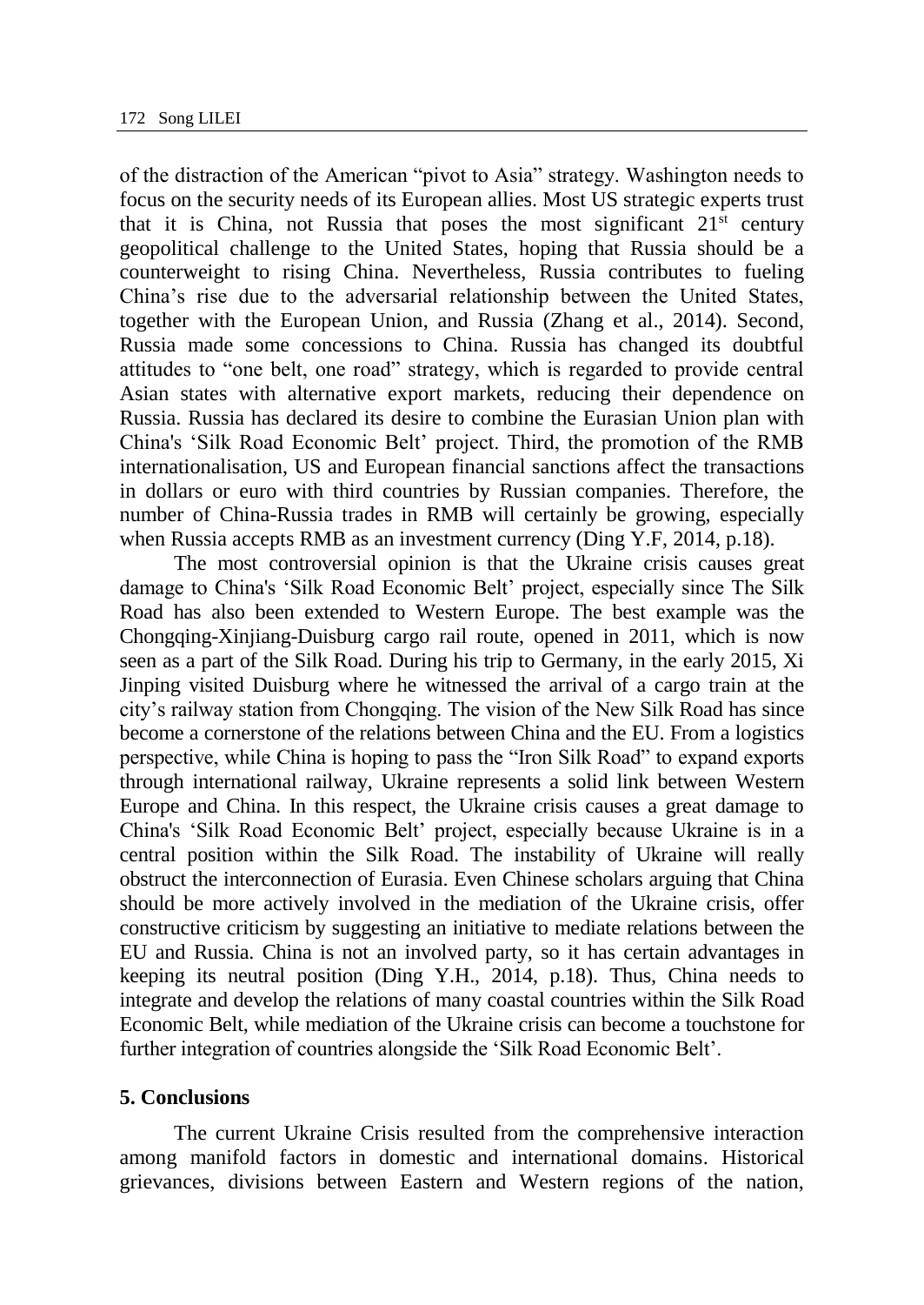of the distraction of the American "pivot to Asia" strategy. Washington needs to focus on the security needs of its European allies. Most US strategic experts trust that it is China, not Russia that poses the most significant 21st century geopolitical challenge to the United States, hoping that Russia should be a counterweight to rising China. Nevertheless, Russia contributes to fueling China's rise due to the adversarial relationship between the United States, together with the European Union, and Russia (Zhang et al., 2014). Second, Russia made some concessions to China. Russia has changed its doubtful attitudes to "one belt, one road" strategy, which is regarded to provide central Asian states with alternative export markets, reducing their dependence on Russia. Russia has declared its desire to combine the Eurasian Union plan with China's 'Silk Road Economic Belt' project. Third, the promotion of the RMB internationalisation, US and European financial sanctions affect the transactions in dollars or euro with third countries by Russian companies. Therefore, the number of China-Russia trades in RMB will certainly be growing, especially when Russia accepts RMB as an investment currency (Ding Y.F, 2014, p.18).

The most controversial opinion is that the Ukraine crisis causes great damage to China's 'Silk Road Economic Belt' project, especially since The Silk Road has also been extended to Western Europe. The best example was the Chongqing-Xinjiang-Duisburg cargo rail route, opened in 2011, which is now seen as a part of the Silk Road. During his trip to Germany, in the early 2015, Xi Jinping visited Duisburg where he witnessed the arrival of a cargo train at the city's railway station from Chongqing. The vision of the New Silk Road has since become a cornerstone of the relations between China and the EU. From a logistics perspective, while China is hoping to pass the "Iron Silk Road" to expand exports through international railway, Ukraine represents a solid link between Western Europe and China. In this respect, the Ukraine crisis causes a great damage to China's 'Silk Road Economic Belt' project, especially because Ukraine is in a central position within the Silk Road. The instability of Ukraine will really obstruct the interconnection of Eurasia. Even Chinese scholars arguing that China should be more actively involved in the mediation of the Ukraine crisis, offer constructive criticism by suggesting an initiative to mediate relations between the EU and Russia. China is not an involved party, so it has certain advantages in keeping its neutral position (Ding Y.H., 2014, p.18). Thus, China needs to integrate and develop the relations of many coastal countries within the Silk Road Economic Belt, while mediation of the Ukraine crisis can become a touchstone for further integration of countries alongside the 'Silk Road Economic Belt'.

## 5. Conclusions

The current Ukraine Crisis resulted from the comprehensive interaction among manifold factors in domestic and international domains. Historical grievances, divisions between Eastern and Western regions of the nation,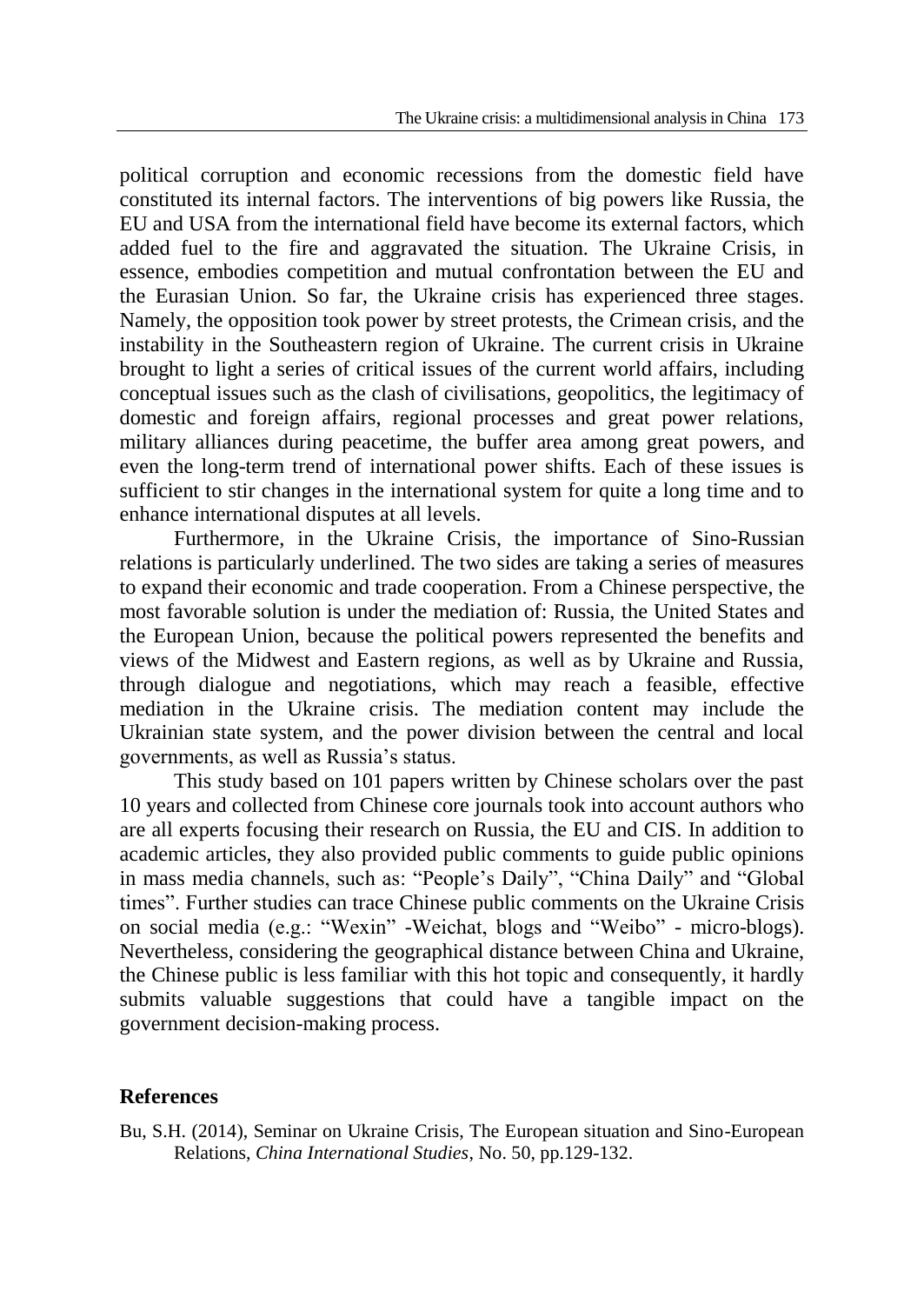political corruption and economic recessions from the domestic field have constituted its internal factors. The interventions of big powers like Russia, the EU and USA from the international field have become its external factors, which added fuel to the fire and aggravated the situation. The Ukraine Crisis, in essence, embodies competition and mutual confrontation between the EU and the Eurasian Union. So far, the Ukraine crisis has experienced three stages. Namely, the opposition took power by street protests, the Crimean crisis, and the instability in the Southeastern region of Ukraine. The current crisis in Ukraine brought to light a series of critical issues of the current world affairs, including conceptual issues such as the clash of civilisations, geopolitics, the legitimacy of domestic and foreign affairs, regional processes and great power relations, military alliances during peacetime, the buffer area among great powers, and even the long-term trend of international power shifts. Each of these issues is sufficient to stir changes in the international system for quite a long time and to enhance international disputes at all levels.

Furthermore, in the Ukraine Crisis, the importance of Sino-Russian relations is particularly underlined. The two sides are taking a series of measures to expand their economic and trade cooperation. From a Chinese perspective, the most favorable solution is under the mediation of: Russia, the United States and the European Union, because the political powers represented the benefits and views of the Midwest and Eastern regions, as well as by Ukraine and Russia, through dialogue and negotiations, which may reach a feasible, effective mediation in the Ukraine crisis. The mediation content may include the Ukrainian state system, and the power division between the central and local governments, as well as Russia's status.

This study based on 101 papers written by Chinese scholars over the past 10 years and collected from Chinese core journals took into account authors who are all experts focusing their research on Russia, the EU and CIS. In addition to academic articles, they also provided public comments to guide public opinions in mass media channels, such as: "People's Daily", "China Daily" and "Global times". Further studies can trace Chinese public comments on the Ukraine Crisis on social media (e.g.: "Wexin" -Weichat, blogs and "Weibo" - micro-blogs). Nevertheless, considering the geographical distance between China and Ukraine, the Chinese public is less familiar with this hot topic and consequently, it hardly submits valuable suggestions that could have a tangible impact on the government decision-making process.

## References

Bu, S.H. (2014), Seminar on Ukraine Crisis, The European situation and Sino-European Relations, *China International Studies*, No. 50, pp.129-132.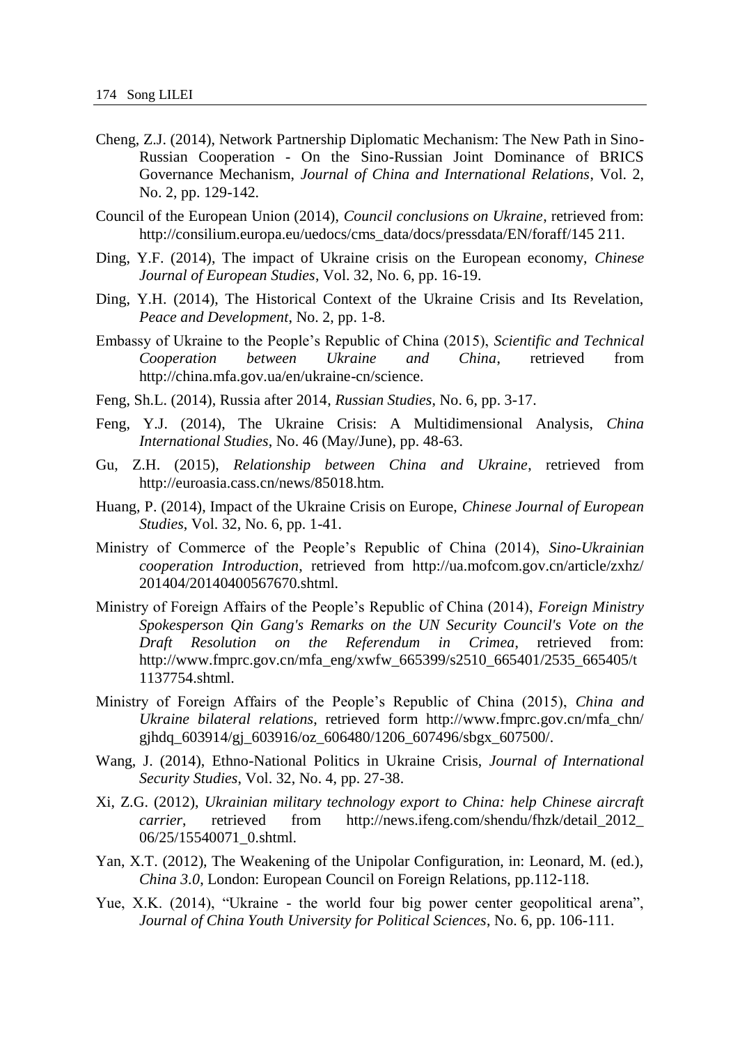Cheng, Z.J. (2014), Network Partnership Diplomatic Mechanism: The New Path in Sino-Russian Cooperation - On the Sino-Russian Joint Dominance of BRICS Governance Mechanism, *Journal of China and International Relations*, Vol. 2, No. 2, pp. 129-142.

Council of the European Union (2014), *Council conclusions on Ukraine*, retrieved from: http://consilium.europa.eu/uedocs/cms_data/docs/pressdata/EN/foraff/145 211.

Ding, Y.F. (2014), The impact of Ukraine crisis on the European economy, *Chinese Journal of European Studies*, Vol. 32, No. 6, pp. 16-19.

Ding, Y.H. (2014), The Historical Context of the Ukraine Crisis and Its Revelation, *Peace and Development*, No. 2, pp. 1-8.

Embassy of Ukraine to the People's Republic of China (2015), *Scientific and Technical Cooperation between Ukraine and China*, retrieved from http://china.mfa.gov.ua/en/ukraine-cn/science.

Feng, Sh.L. (2014), Russia after 2014, *Russian Studies*, No. 6, pp. 3-17.

Feng, Y.J. (2014), The Ukraine Crisis: A Multidimensional Analysis, *China International Studies*, No. 46 (May/June), pp. 48-63.

Gu, Z.H. (2015), *Relationship between China and Ukraine*, retrieved from http://euroasia.cass.cn/news/85018.htm.

Huang, P. (2014), Impact of the Ukraine Crisis on Europe, *Chinese Journal of European Studies*, Vol. 32, No. 6, pp. 1-41.

Ministry of Commerce of the People's Republic of China (2014), *Sino-Ukrainian cooperation Introduction*, retrieved from http://ua.mofcom.gov.cn/article/zxhz/201404/20140400567670.shtml.

Ministry of Foreign Affairs of the People's Republic of China (2014), *Foreign Ministry Spokesperson Qin Gang's Remarks on the UN Security Council's Vote on the Draft Resolution on the Referendum in Crimea*, retrieved from: http://www.fmprc.gov.cn/mfa_eng/xwfw_665399/s2510_665401/2535_665405/t1137754.shtml.

Ministry of Foreign Affairs of the People's Republic of China (2015), *China and Ukraine bilateral relations*, retrieved form http://www.fmprc.gov.cn/mfa_chn/gjhdq_603914/gj_603916/oz_606480/1206_607496/sbgx_607500/.

Wang, J. (2014), Ethno-National Politics in Ukraine Crisis, *Journal of International Security Studies*, Vol. 32, No. 4, pp. 27-38.

Xi, Z.G. (2012), *Ukrainian military technology export to China: help Chinese aircraft carrier*, retrieved from http://news.ifeng.com/shendu/fhzk/detail_2012_06/25/15540071_0.shtml.

Yan, X.T. (2012), The Weakening of the Unipolar Configuration, in: Leonard, M. (ed.), *China 3.0*, London: European Council on Foreign Relations, pp.112-118.

Yue, X.K. (2014), "Ukraine - the world four big power center geopolitical arena", *Journal of China Youth University for Political Sciences*, No. 6, pp. 106-111.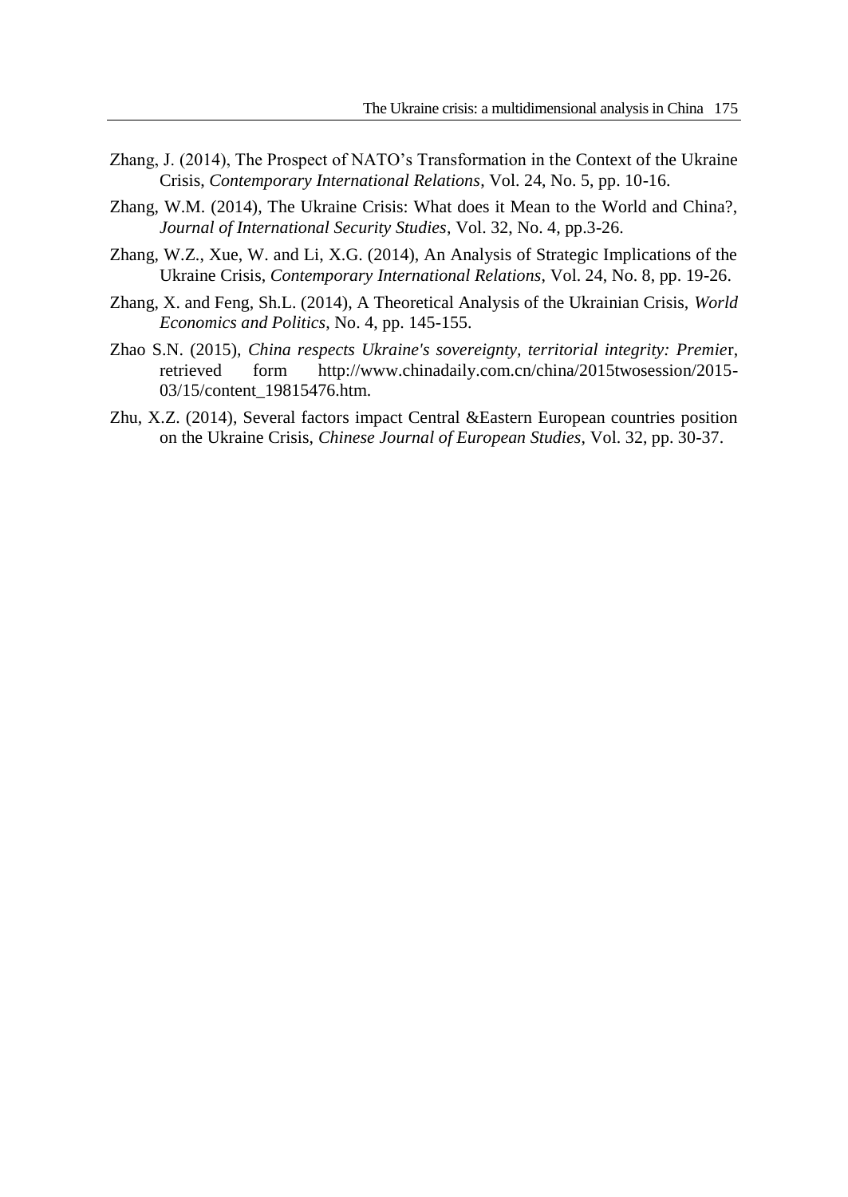Zhang, J. (2014), The Prospect of NATO's Transformation in the Context of the Ukraine Crisis, *Contemporary International Relations*, Vol. 24, No. 5, pp. 10-16.

Zhang, W.M. (2014), The Ukraine Crisis: What does it Mean to the World and China?, *Journal of International Security Studies*, Vol. 32, No. 4, pp.3-26.

Zhang, W.Z., Xue, W. and Li, X.G. (2014), An Analysis of Strategic Implications of the Ukraine Crisis, *Contemporary International Relations*, Vol. 24, No. 8, pp. 19-26.

Zhang, X. and Feng, Sh.L. (2014), A Theoretical Analysis of the Ukrainian Crisis, *World Economics and Politics*, No. 4, pp. 145-155.

Zhao S.N. (2015), *China respects Ukraine's sovereignty, territorial integrity: Premie*r, retrieved form http://www.chinadaily.com.cn/china/2015twosession/2015-03/15/content_19815476.htm.

Zhu, X.Z. (2014), Several factors impact Central &Eastern European countries position on the Ukraine Crisis, *Chinese Journal of European Studies*, Vol. 32, pp. 30-37.